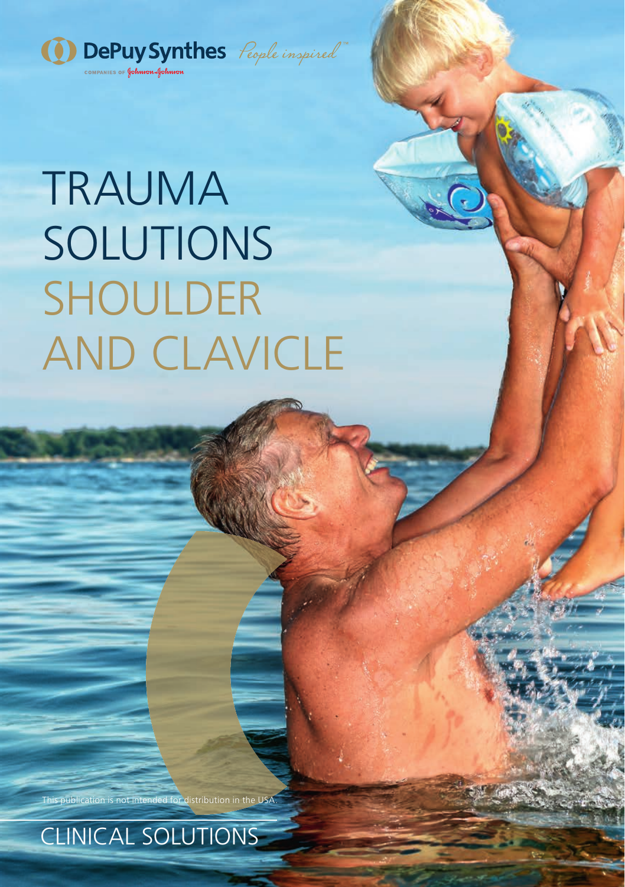DePuy Synthes *People inspired*™

COMPANIES OF Johnson & Johnson

# TRAUMA SOLUTIONS SHOULDER AND CLAVICLE

This publication is not intended for distribution in the USA.

## CLINICAL SOLUTIONS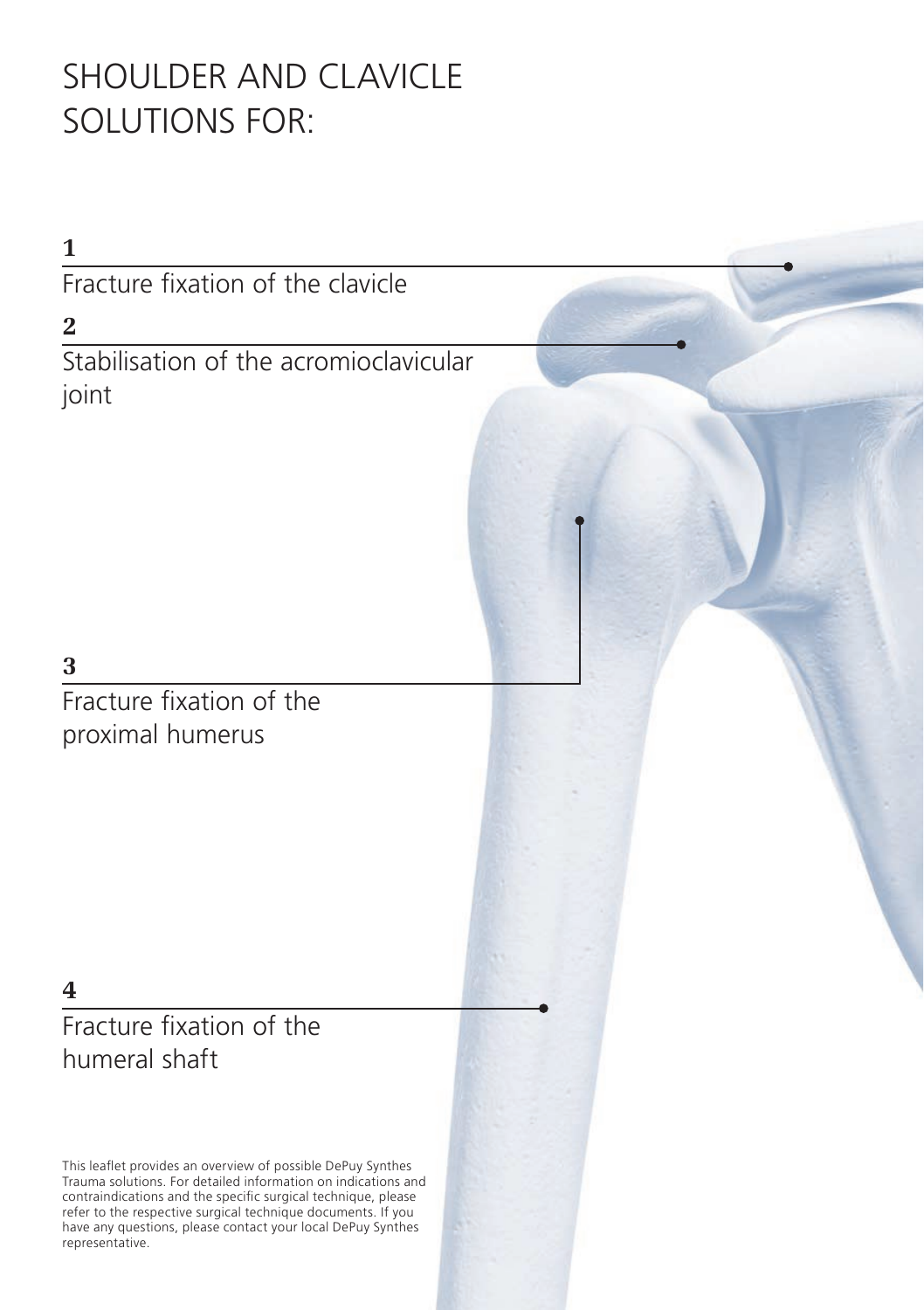# SHOULDER AND CLAVICLE SOLUTIONS FOR:

**1**

Fracture fixation of the clavicle

**2**

Stabilisation of the acromioclavicular joint

**3**

Fracture fixation of the proximal humerus

**4**

Fracture fixation of the humeral shaft

This leaflet provides an overview of possible DePuy Synthes Trauma solutions. For detailed information on indications and contraindications and the specific surgical technique, please refer to the respective surgical technique documents. If you have any questions, please contact your local DePuy Synthes representative.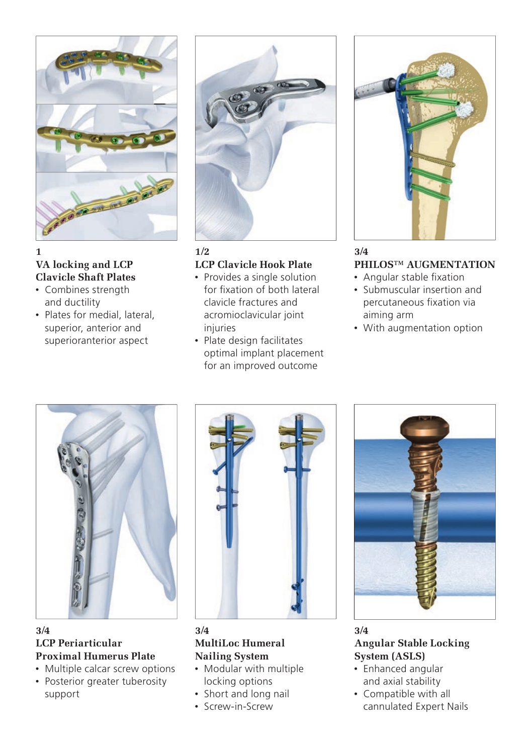1

### VA locking and LCP Clavicle Shaft Plates

- Combines strength and ductility
- Plates for medial, lateral, superior, anterior and superioranterior aspect

1/2

### LCP Clavicle Hook Plate

- Provides a single solution for fixation of both lateral clavicle fractures and acromioclavicular joint injuries
- Plate design facilitates optimal implant placement for an improved outcome

3/4

### PHILOS™ AUGMENTATION

- Angular stable fixation
- Submuscular insertion and percutaneous fixation via aiming arm
- With augmentation option

3/4

### LCP Periarticular Proximal Humerus Plate

- Multiple calcar screw options
- Posterior greater tuberosity support

3/4

### MultiLoc Humeral Nailing System

- Modular with multiple locking options
- Short and long nail
- Screw-in-Screw

3/4

### Angular Stable Locking System (ASLS)

- Enhanced angular and axial stability
- Compatible with all cannulated Expert Nails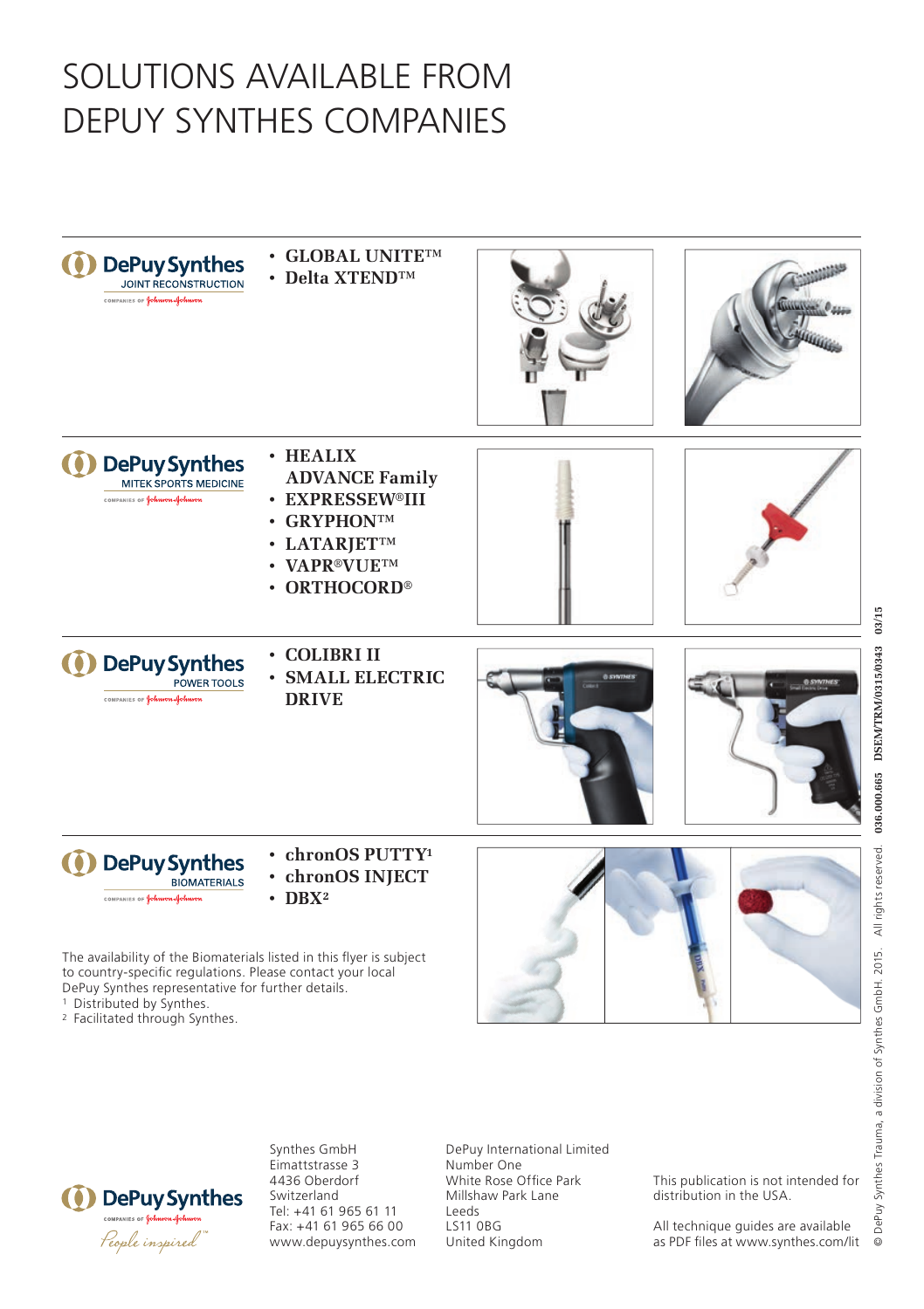# SOLUTIONS AVAILABLE FROM DEPUY SYNTHES COMPANIES

**DePuy Synthes** JOINT RECONSTRUCTION
COMPANIES OF Johnson & Johnson

- **GLOBAL UNITE™**
- **Delta XTEND™**

**DePuy Synthes** MITEK SPORTS MEDICINE
COMPANIES OF Johnson & Johnson

- **HEALIX ADVANCE Family**
- **EXPRESSEW®III**
- **GRYPHON™**
- **LATARJET™**
- **VAPR®VUE™**
- **ORTHOCORD®**

**DePuy Synthes** POWER TOOLS
COMPANIES OF Johnson & Johnson

- **COLIBRI II**
- **SMALL ELECTRIC DRIVE**

**DePuy Synthes** BIOMATERIALS
COMPANIES OF Johnson & Johnson

- **chronOS PUTTY[1]**
- **chronOS INJECT**
- **DBX[2]**

The availability of the Biomaterials listed in this flyer is subject to country-specific regulations. Please contact your local DePuy Synthes representative for further details.

[1] Distributed by Synthes.
[2] Facilitated through Synthes.

**DePuy Synthes**
COMPANIES OF Johnson & Johnson
*People inspired™*

Synthes GmbH
Eimattstrasse 3
4436 Oberdorf
Switzerland
Tel: +41 61 965 61 11
Fax: +41 61 965 66 00
www.depuysynthes.com

DePuy International Limited
Number One
White Rose Office Park
Millshaw Park Lane
Leeds
LS11 0BG
United Kingdom

This publication is not intended for distribution in the USA.

All technique guides are available as PDF files at www.synthes.com/lit

© DePuy Synthes Trauma, a division of Synthes GmbH. 2015. All rights reserved. 036.000.665 DSEM/TRM/0315/0343 03/15